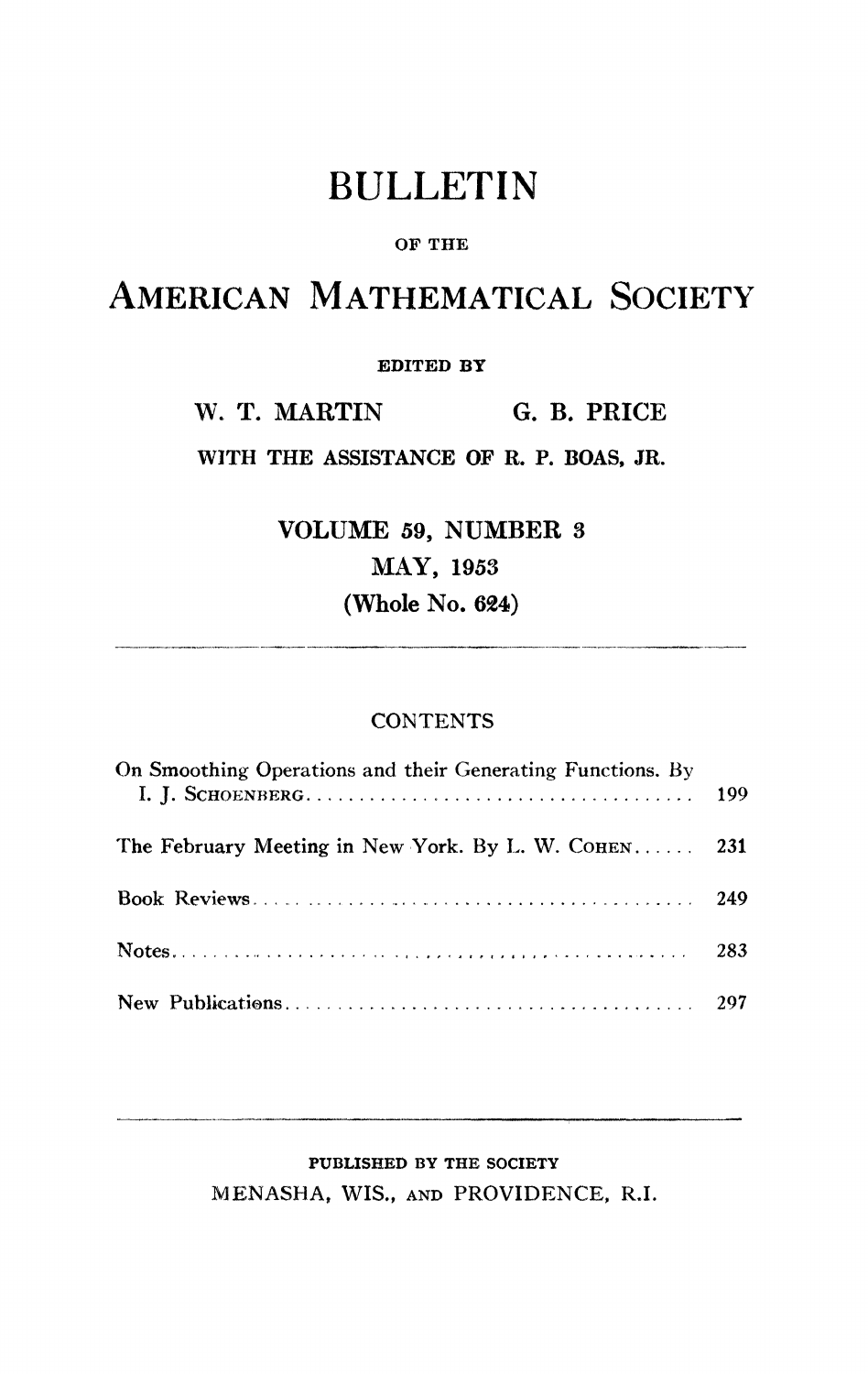# BULLETIN

OF THE

# AMERICAN MATHEMATICAL SOCIETY

EDITED BY

W. T. MARTIN G. B. PRICE

WITH THE ASSISTANCE OF R. P. BOAS, JR.

VOLUME 59, NUMBER 3

MAY, 1953

(Whole No. 624)

---

## CONTENTS

| | |
|---|---|
| On Smoothing Operations and their Generating Functions. By I. J. SCHOENBERG | 199 |
| The February Meeting in New York. By L. W. COHEN | 231 |
| Book Reviews | 249 |
| Notes | 283 |
| New Publications | 297 |

---

PUBLISHED BY THE SOCIETY

MENASHA, WIS., AND PROVIDENCE, R.I.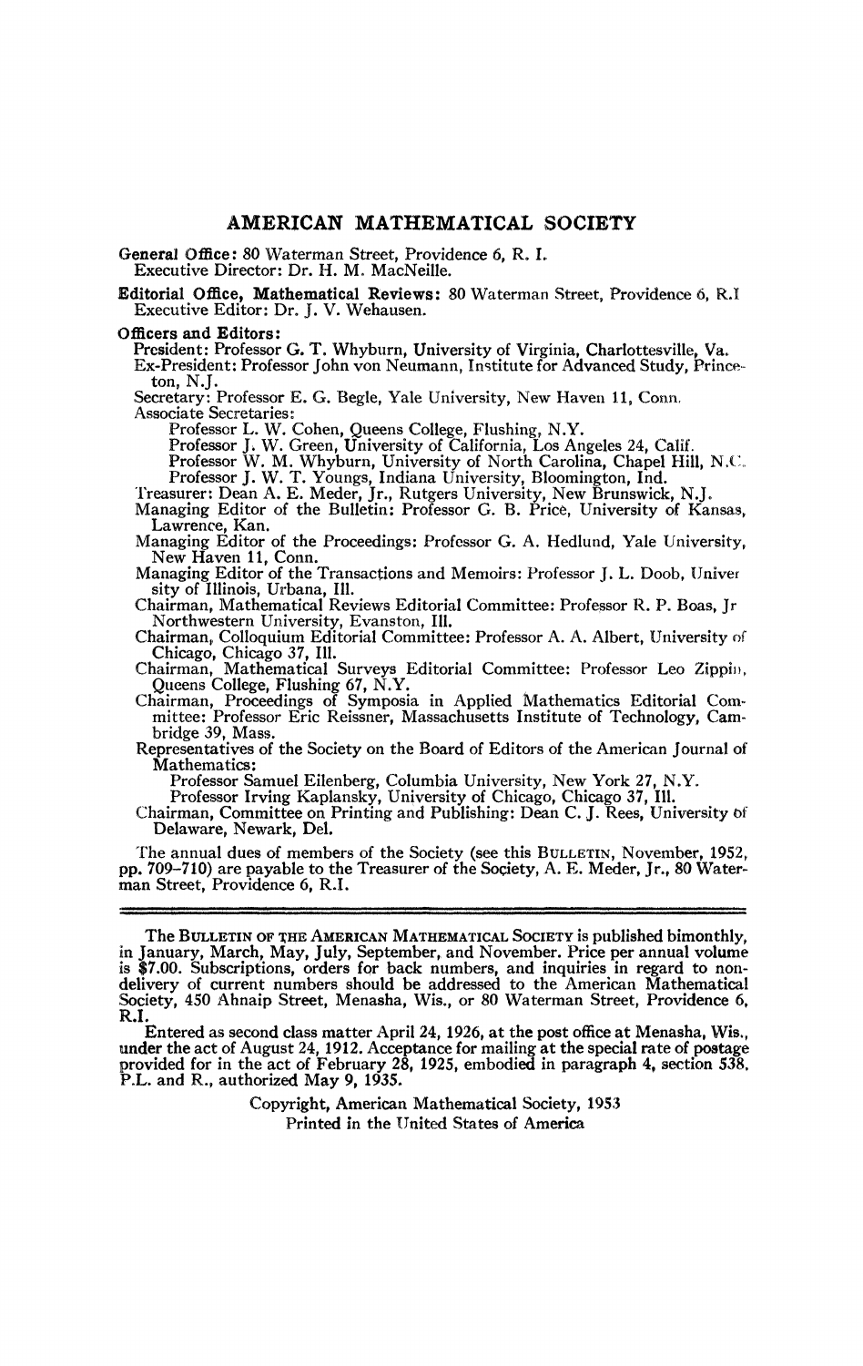# AMERICAN MATHEMATICAL SOCIETY

**General Office:** 80 Waterman Street, Providence 6, R. I.
Executive Director: Dr. H. M. MacNeille.

**Editorial Office, Mathematical Reviews:** 80 Waterman Street, Providence 6, R.I
Executive Editor: Dr. J. V. Wehausen.

**Officers and Editors:**

President: Professor G. T. Whyburn, University of Virginia, Charlottesville, Va.
Ex-President: Professor John von Neumann, Institute for Advanced Study, Princeton, N.J.
Secretary: Professor E. G. Begle, Yale University, New Haven 11, Conn.
Associate Secretaries:
Professor L. W. Cohen, Queens College, Flushing, N.Y.
Professor J. W. Green, University of California, Los Angeles 24, Calif.
Professor W. M. Whyburn, University of North Carolina, Chapel Hill, N.C.
Professor J. W. T. Youngs, Indiana University, Bloomington, Ind.
Treasurer: Dean A. E. Meder, Jr., Rutgers University, New Brunswick, N.J.
Managing Editor of the Bulletin: Professor G. B. Price, University of Kansas, Lawrence, Kan.
Managing Editor of the Proceedings: Professor G. A. Hedlund, Yale University, New Haven 11, Conn.
Managing Editor of the Transactions and Memoirs: Professor J. L. Doob, University of Illinois, Urbana, Ill.
Chairman, Mathematical Reviews Editorial Committee: Professor R. P. Boas, Jr Northwestern University, Evanston, Ill.
Chairman, Colloquium Editorial Committee: Professor A. A. Albert, University of Chicago, Chicago 37, Ill.
Chairman, Mathematical Surveys Editorial Committee: Professor Leo Zippin, Queens College, Flushing 67, N.Y.
Chairman, Proceedings of Symposia in Applied Mathematics Editorial Committee: Professor Eric Reissner, Massachusetts Institute of Technology, Cambridge 39, Mass.
Representatives of the Society on the Board of Editors of the American Journal of Mathematics:
Professor Samuel Eilenberg, Columbia University, New York 27, N.Y.
Professor Irving Kaplansky, University of Chicago, Chicago 37, Ill.
Chairman, Committee on Printing and Publishing: Dean C. J. Rees, University of Delaware, Newark, Del.

The annual dues of members of the Society (see this BULLETIN, November, 1952, pp. 709–710) are payable to the Treasurer of the Society, A. E. Meder, Jr., 80 Waterman Street, Providence 6, R.I.

---

The BULLETIN OF THE AMERICAN MATHEMATICAL SOCIETY is published bimonthly, in January, March, May, July, September, and November. Price per annual volume is $7.00. Subscriptions, orders for back numbers, and inquiries in regard to nondelivery of current numbers should be addressed to the American Mathematical Society, 450 Ahnaip Street, Menasha, Wis., or 80 Waterman Street, Providence 6, R.I.

Entered as second class matter April 24, 1926, at the post office at Menasha, Wis., under the act of August 24, 1912. Acceptance for mailing at the special rate of postage provided for in the act of February 28, 1925, embodied in paragraph 4, section 538, P.L. and R., authorized May 9, 1935.

Copyright, American Mathematical Society, 1953
Printed in the United States of America